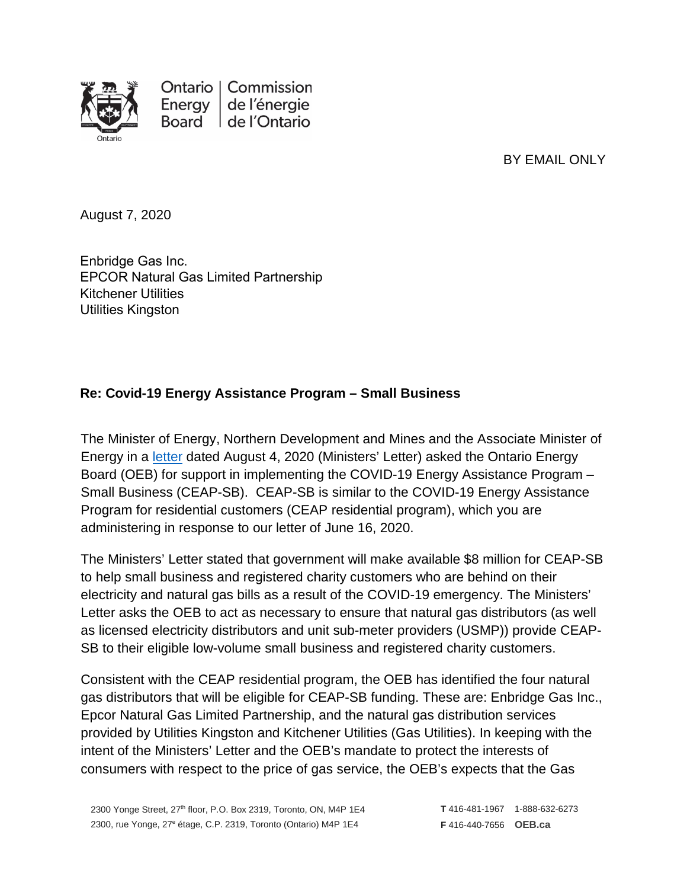Ontario Energy Board | Commission de l'énergie de l'Ontario

BY EMAIL ONLY

August 7, 2020

Enbridge Gas Inc.
EPCOR Natural Gas Limited Partnership
Kitchener Utilities
Utilities Kingston

**Re: Covid-19 Energy Assistance Program – Small Business**

The Minister of Energy, Northern Development and Mines and the Associate Minister of Energy in a letter dated August 4, 2020 (Ministers' Letter) asked the Ontario Energy Board (OEB) for support in implementing the COVID-19 Energy Assistance Program – Small Business (CEAP-SB). CEAP-SB is similar to the COVID-19 Energy Assistance Program for residential customers (CEAP residential program), which you are administering in response to our letter of June 16, 2020.

The Ministers' Letter stated that government will make available $8 million for CEAP-SB to help small business and registered charity customers who are behind on their electricity and natural gas bills as a result of the COVID-19 emergency. The Ministers' Letter asks the OEB to act as necessary to ensure that natural gas distributors (as well as licensed electricity distributors and unit sub-meter providers (USMP)) provide CEAP-SB to their eligible low-volume small business and registered charity customers.

Consistent with the CEAP residential program, the OEB has identified the four natural gas distributors that will be eligible for CEAP-SB funding. These are: Enbridge Gas Inc., Epcor Natural Gas Limited Partnership, and the natural gas distribution services provided by Utilities Kingston and Kitchener Utilities (Gas Utilities). In keeping with the intent of the Ministers' Letter and the OEB's mandate to protect the interests of consumers with respect to the price of gas service, the OEB's expects that the Gas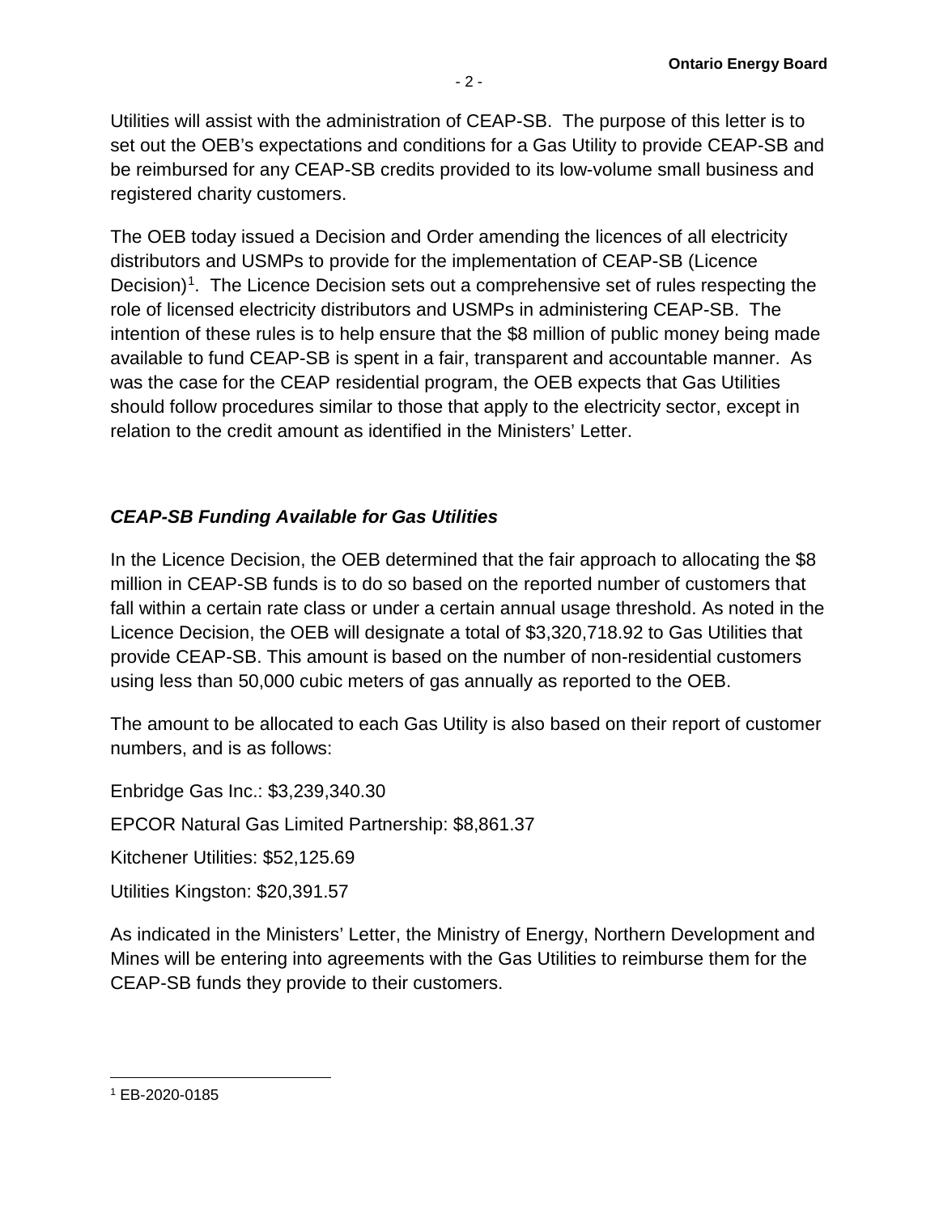Utilities will assist with the administration of CEAP-SB. The purpose of this letter is to set out the OEB's expectations and conditions for a Gas Utility to provide CEAP-SB and be reimbursed for any CEAP-SB credits provided to its low-volume small business and registered charity customers.

The OEB today issued a Decision and Order amending the licences of all electricity distributors and USMPs to provide for the implementation of CEAP-SB (Licence Decision)[1]. The Licence Decision sets out a comprehensive set of rules respecting the role of licensed electricity distributors and USMPs in administering CEAP-SB. The intention of these rules is to help ensure that the $8 million of public money being made available to fund CEAP-SB is spent in a fair, transparent and accountable manner. As was the case for the CEAP residential program, the OEB expects that Gas Utilities should follow procedures similar to those that apply to the electricity sector, except in relation to the credit amount as identified in the Ministers' Letter.

### *CEAP-SB Funding Available for Gas Utilities*

In the Licence Decision, the OEB determined that the fair approach to allocating the $8 million in CEAP-SB funds is to do so based on the reported number of customers that fall within a certain rate class or under a certain annual usage threshold. As noted in the Licence Decision, the OEB will designate a total of $3,320,718.92 to Gas Utilities that provide CEAP-SB. This amount is based on the number of non-residential customers using less than 50,000 cubic meters of gas annually as reported to the OEB.

The amount to be allocated to each Gas Utility is also based on their report of customer numbers, and is as follows:

Enbridge Gas Inc.: $3,239,340.30

EPCOR Natural Gas Limited Partnership: $8,861.37

Kitchener Utilities: $52,125.69

Utilities Kingston: $20,391.57

As indicated in the Ministers' Letter, the Ministry of Energy, Northern Development and Mines will be entering into agreements with the Gas Utilities to reimburse them for the CEAP-SB funds they provide to their customers.

---

[1] EB-2020-0185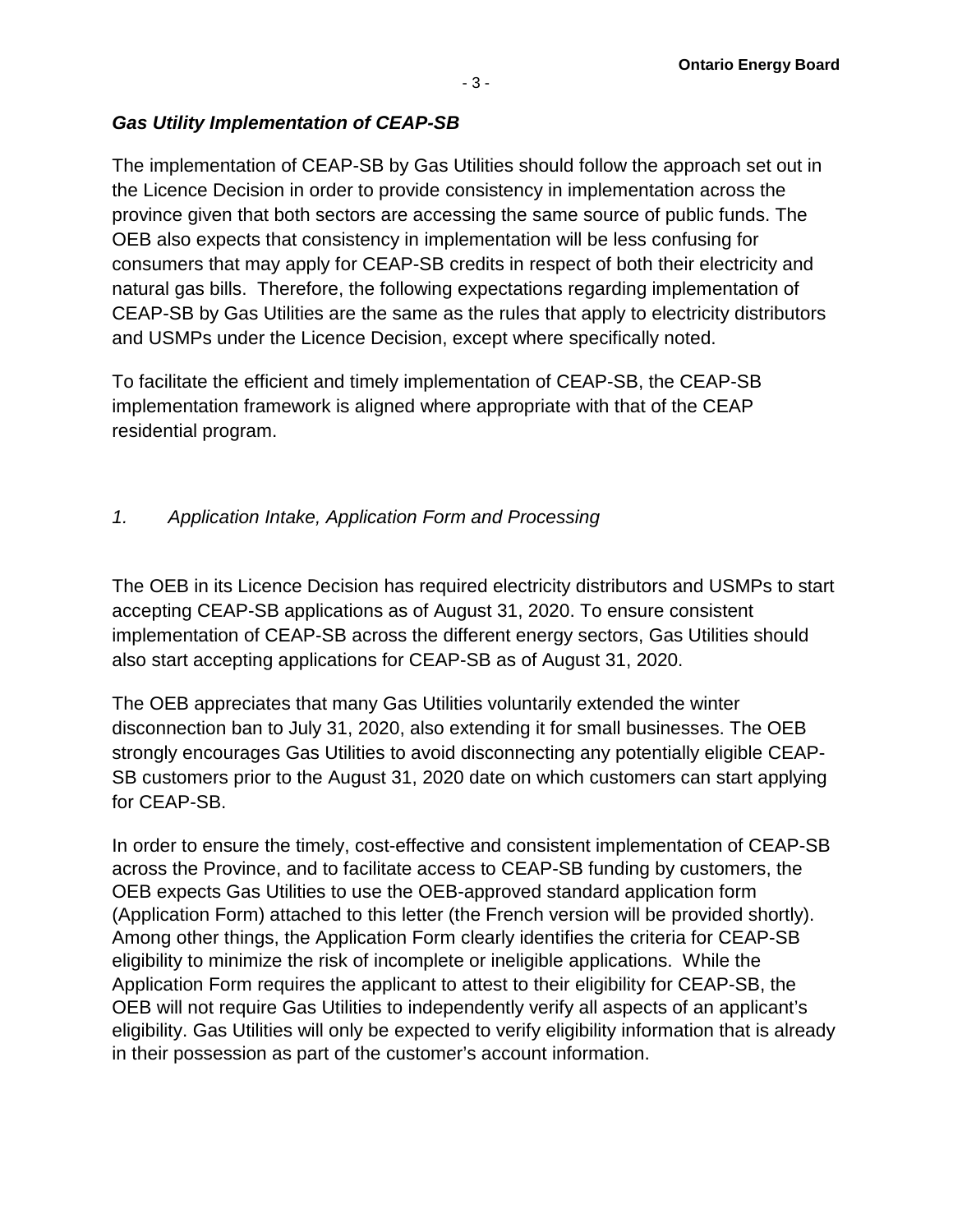### *Gas Utility Implementation of CEAP-SB*

The implementation of CEAP-SB by Gas Utilities should follow the approach set out in the Licence Decision in order to provide consistency in implementation across the province given that both sectors are accessing the same source of public funds. The OEB also expects that consistency in implementation will be less confusing for consumers that may apply for CEAP-SB credits in respect of both their electricity and natural gas bills. Therefore, the following expectations regarding implementation of CEAP-SB by Gas Utilities are the same as the rules that apply to electricity distributors and USMPs under the Licence Decision, except where specifically noted.

To facilitate the efficient and timely implementation of CEAP-SB, the CEAP-SB implementation framework is aligned where appropriate with that of the CEAP residential program.

#### *1. Application Intake, Application Form and Processing*

The OEB in its Licence Decision has required electricity distributors and USMPs to start accepting CEAP-SB applications as of August 31, 2020. To ensure consistent implementation of CEAP-SB across the different energy sectors, Gas Utilities should also start accepting applications for CEAP-SB as of August 31, 2020.

The OEB appreciates that many Gas Utilities voluntarily extended the winter disconnection ban to July 31, 2020, also extending it for small businesses. The OEB strongly encourages Gas Utilities to avoid disconnecting any potentially eligible CEAP-SB customers prior to the August 31, 2020 date on which customers can start applying for CEAP-SB.

In order to ensure the timely, cost-effective and consistent implementation of CEAP-SB across the Province, and to facilitate access to CEAP-SB funding by customers, the OEB expects Gas Utilities to use the OEB-approved standard application form (Application Form) attached to this letter (the French version will be provided shortly). Among other things, the Application Form clearly identifies the criteria for CEAP-SB eligibility to minimize the risk of incomplete or ineligible applications. While the Application Form requires the applicant to attest to their eligibility for CEAP-SB, the OEB will not require Gas Utilities to independently verify all aspects of an applicant's eligibility. Gas Utilities will only be expected to verify eligibility information that is already in their possession as part of the customer's account information.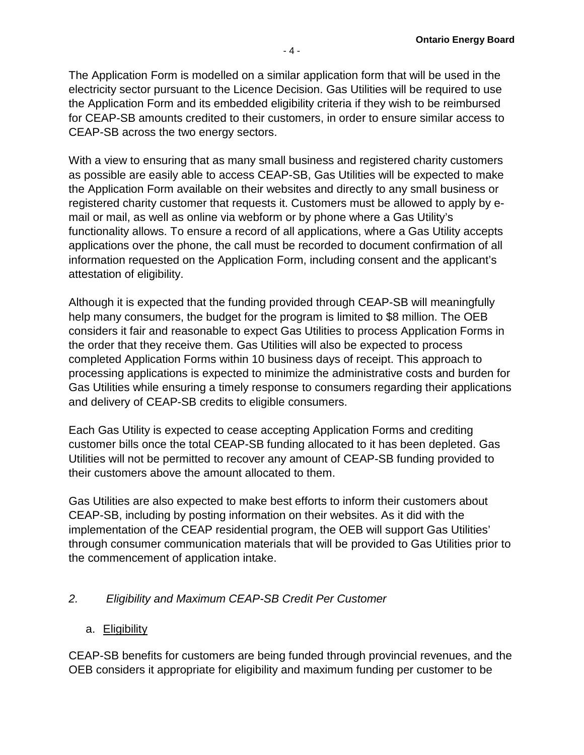The Application Form is modelled on a similar application form that will be used in the electricity sector pursuant to the Licence Decision. Gas Utilities will be required to use the Application Form and its embedded eligibility criteria if they wish to be reimbursed for CEAP-SB amounts credited to their customers, in order to ensure similar access to CEAP-SB across the two energy sectors.

With a view to ensuring that as many small business and registered charity customers as possible are easily able to access CEAP-SB, Gas Utilities will be expected to make the Application Form available on their websites and directly to any small business or registered charity customer that requests it. Customers must be allowed to apply by e-mail or mail, as well as online via webform or by phone where a Gas Utility's functionality allows. To ensure a record of all applications, where a Gas Utility accepts applications over the phone, the call must be recorded to document confirmation of all information requested on the Application Form, including consent and the applicant's attestation of eligibility.

Although it is expected that the funding provided through CEAP-SB will meaningfully help many consumers, the budget for the program is limited to $8 million. The OEB considers it fair and reasonable to expect Gas Utilities to process Application Forms in the order that they receive them. Gas Utilities will also be expected to process completed Application Forms within 10 business days of receipt. This approach to processing applications is expected to minimize the administrative costs and burden for Gas Utilities while ensuring a timely response to consumers regarding their applications and delivery of CEAP-SB credits to eligible consumers.

Each Gas Utility is expected to cease accepting Application Forms and crediting customer bills once the total CEAP-SB funding allocated to it has been depleted. Gas Utilities will not be permitted to recover any amount of CEAP-SB funding provided to their customers above the amount allocated to them.

Gas Utilities are also expected to make best efforts to inform their customers about CEAP-SB, including by posting information on their websites. As it did with the implementation of the CEAP residential program, the OEB will support Gas Utilities' through consumer communication materials that will be provided to Gas Utilities prior to the commencement of application intake.

## *2. Eligibility and Maximum CEAP-SB Credit Per Customer*

### a. Eligibility

CEAP-SB benefits for customers are being funded through provincial revenues, and the OEB considers it appropriate for eligibility and maximum funding per customer to be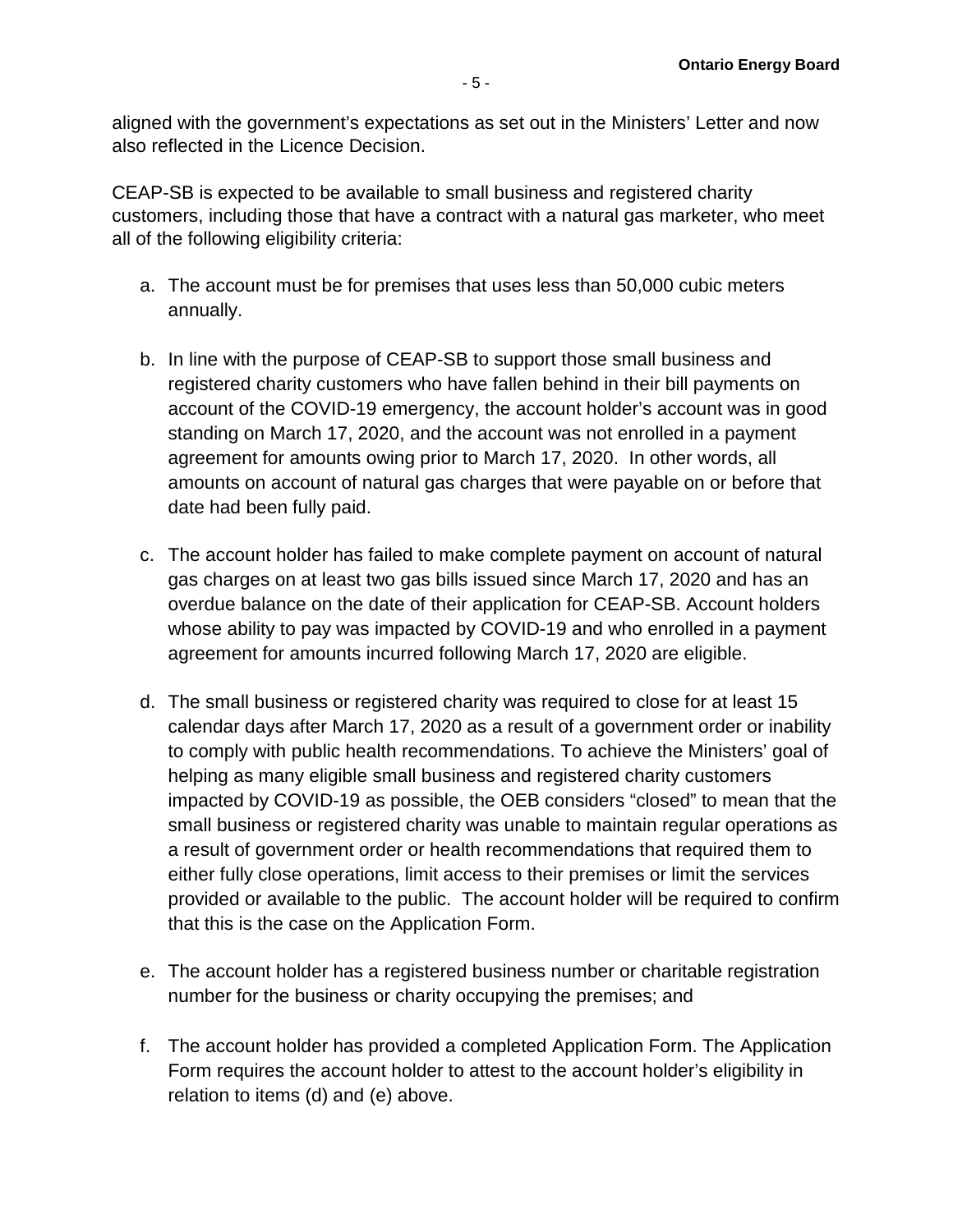aligned with the government's expectations as set out in the Ministers' Letter and now also reflected in the Licence Decision.

CEAP-SB is expected to be available to small business and registered charity customers, including those that have a contract with a natural gas marketer, who meet all of the following eligibility criteria:

a. The account must be for premises that uses less than 50,000 cubic meters annually.

b. In line with the purpose of CEAP-SB to support those small business and registered charity customers who have fallen behind in their bill payments on account of the COVID-19 emergency, the account holder's account was in good standing on March 17, 2020, and the account was not enrolled in a payment agreement for amounts owing prior to March 17, 2020. In other words, all amounts on account of natural gas charges that were payable on or before that date had been fully paid.

c. The account holder has failed to make complete payment on account of natural gas charges on at least two gas bills issued since March 17, 2020 and has an overdue balance on the date of their application for CEAP-SB. Account holders whose ability to pay was impacted by COVID-19 and who enrolled in a payment agreement for amounts incurred following March 17, 2020 are eligible.

d. The small business or registered charity was required to close for at least 15 calendar days after March 17, 2020 as a result of a government order or inability to comply with public health recommendations. To achieve the Ministers' goal of helping as many eligible small business and registered charity customers impacted by COVID-19 as possible, the OEB considers "closed" to mean that the small business or registered charity was unable to maintain regular operations as a result of government order or health recommendations that required them to either fully close operations, limit access to their premises or limit the services provided or available to the public. The account holder will be required to confirm that this is the case on the Application Form.

e. The account holder has a registered business number or charitable registration number for the business or charity occupying the premises; and

f. The account holder has provided a completed Application Form. The Application Form requires the account holder to attest to the account holder's eligibility in relation to items (d) and (e) above.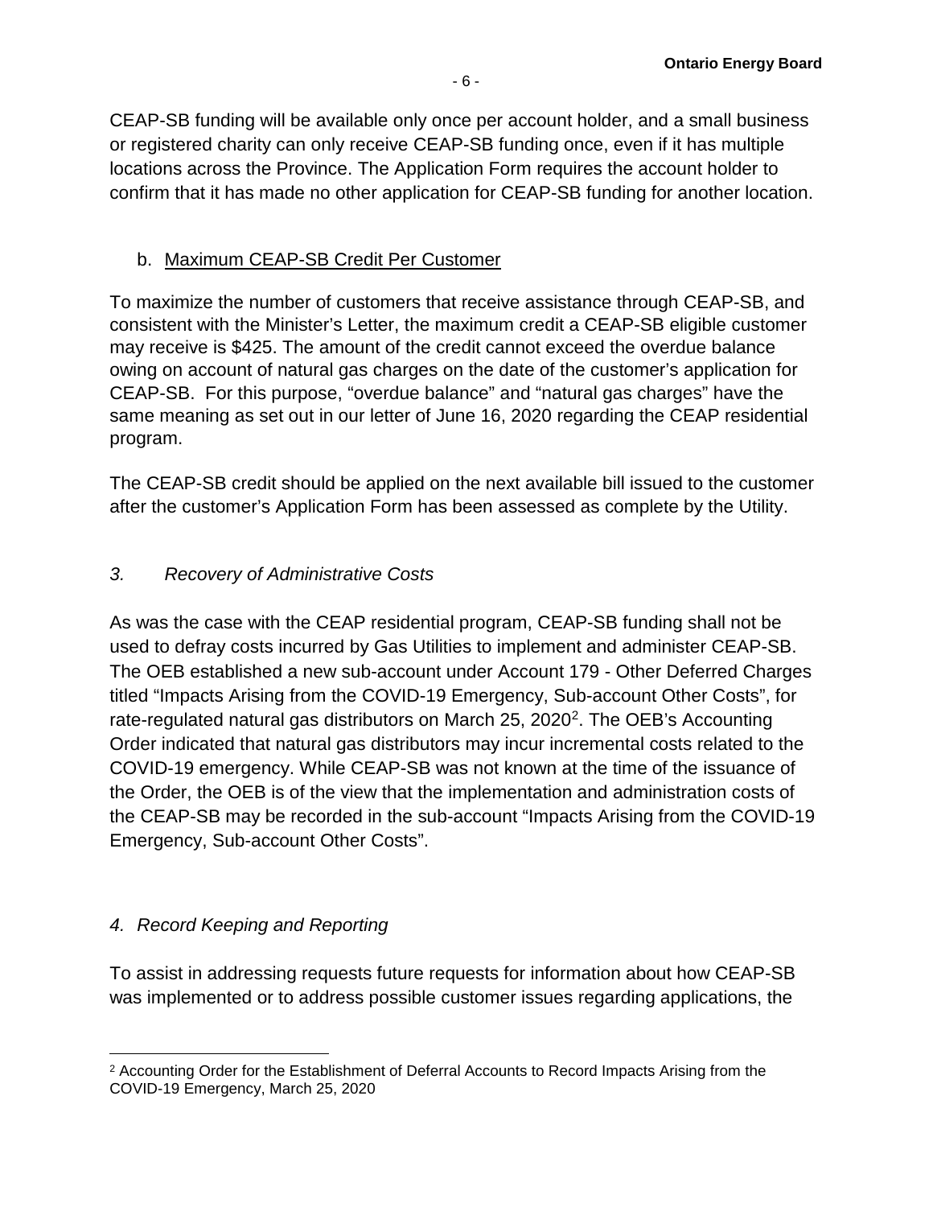CEAP-SB funding will be available only once per account holder, and a small business or registered charity can only receive CEAP-SB funding once, even if it has multiple locations across the Province. The Application Form requires the account holder to confirm that it has made no other application for CEAP-SB funding for another location.

b. Maximum CEAP-SB Credit Per Customer

To maximize the number of customers that receive assistance through CEAP-SB, and consistent with the Minister's Letter, the maximum credit a CEAP-SB eligible customer may receive is $425. The amount of the credit cannot exceed the overdue balance owing on account of natural gas charges on the date of the customer's application for CEAP-SB. For this purpose, "overdue balance" and "natural gas charges" have the same meaning as set out in our letter of June 16, 2020 regarding the CEAP residential program.

The CEAP-SB credit should be applied on the next available bill issued to the customer after the customer's Application Form has been assessed as complete by the Utility.

### *3. Recovery of Administrative Costs*

As was the case with the CEAP residential program, CEAP-SB funding shall not be used to defray costs incurred by Gas Utilities to implement and administer CEAP-SB. The OEB established a new sub-account under Account 179 - Other Deferred Charges titled "Impacts Arising from the COVID-19 Emergency, Sub-account Other Costs", for rate-regulated natural gas distributors on March 25, 2020[2]. The OEB's Accounting Order indicated that natural gas distributors may incur incremental costs related to the COVID-19 emergency. While CEAP-SB was not known at the time of the issuance of the Order, the OEB is of the view that the implementation and administration costs of the CEAP-SB may be recorded in the sub-account "Impacts Arising from the COVID-19 Emergency, Sub-account Other Costs".

### *4. Record Keeping and Reporting*

To assist in addressing requests future requests for information about how CEAP-SB was implemented or to address possible customer issues regarding applications, the

[2] Accounting Order for the Establishment of Deferral Accounts to Record Impacts Arising from the COVID-19 Emergency, March 25, 2020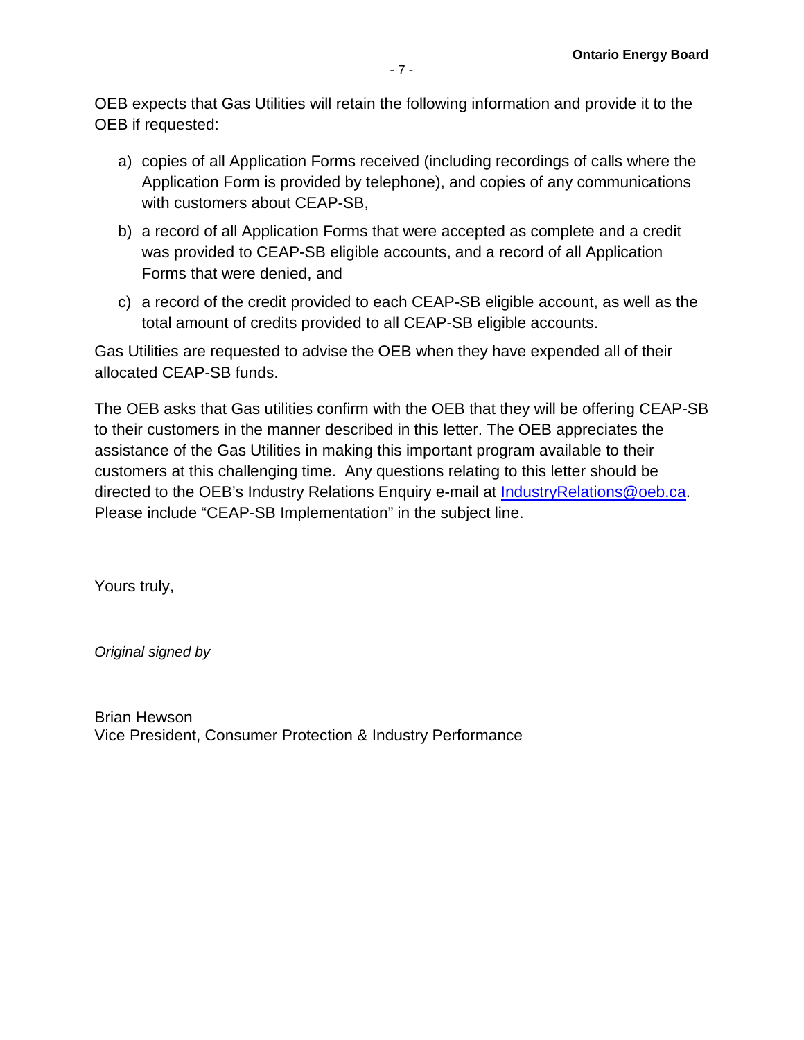OEB expects that Gas Utilities will retain the following information and provide it to the OEB if requested:

a) copies of all Application Forms received (including recordings of calls where the Application Form is provided by telephone), and copies of any communications with customers about CEAP-SB,

b) a record of all Application Forms that were accepted as complete and a credit was provided to CEAP-SB eligible accounts, and a record of all Application Forms that were denied, and

c) a record of the credit provided to each CEAP-SB eligible account, as well as the total amount of credits provided to all CEAP-SB eligible accounts.

Gas Utilities are requested to advise the OEB when they have expended all of their allocated CEAP-SB funds.

The OEB asks that Gas utilities confirm with the OEB that they will be offering CEAP-SB to their customers in the manner described in this letter. The OEB appreciates the assistance of the Gas Utilities in making this important program available to their customers at this challenging time. Any questions relating to this letter should be directed to the OEB's Industry Relations Enquiry e-mail at [IndustryRelations@oeb.ca](mailto:IndustryRelations@oeb.ca). Please include "CEAP-SB Implementation" in the subject line.

Yours truly,

*Original signed by*

Brian Hewson
Vice President, Consumer Protection & Industry Performance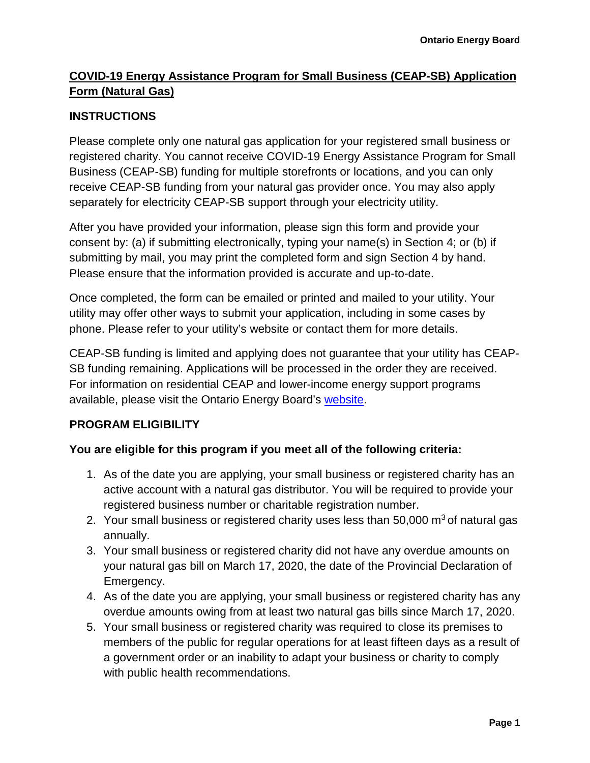## COVID-19 Energy Assistance Program for Small Business (CEAP-SB) Application Form (Natural Gas)

### INSTRUCTIONS

Please complete only one natural gas application for your registered small business or registered charity. You cannot receive COVID-19 Energy Assistance Program for Small Business (CEAP-SB) funding for multiple storefronts or locations, and you can only receive CEAP-SB funding from your natural gas provider once. You may also apply separately for electricity CEAP-SB support through your electricity utility.

After you have provided your information, please sign this form and provide your consent by: (a) if submitting electronically, typing your name(s) in Section 4; or (b) if submitting by mail, you may print the completed form and sign Section 4 by hand. Please ensure that the information provided is accurate and up-to-date.

Once completed, the form can be emailed or printed and mailed to your utility. Your utility may offer other ways to submit your application, including in some cases by phone. Please refer to your utility's website or contact them for more details.

CEAP-SB funding is limited and applying does not guarantee that your utility has CEAP-SB funding remaining. Applications will be processed in the order they are received. For information on residential CEAP and lower-income energy support programs available, please visit the Ontario Energy Board's website.

### PROGRAM ELIGIBILITY

**You are eligible for this program if you meet all of the following criteria:**

1. As of the date you are applying, your small business or registered charity has an active account with a natural gas distributor. You will be required to provide your registered business number or charitable registration number.
2. Your small business or registered charity uses less than 50,000 $m^3$ of natural gas annually.
3. Your small business or registered charity did not have any overdue amounts on your natural gas bill on March 17, 2020, the date of the Provincial Declaration of Emergency.
4. As of the date you are applying, your small business or registered charity has any overdue amounts owing from at least two natural gas bills since March 17, 2020.
5. Your small business or registered charity was required to close its premises to members of the public for regular operations for at least fifteen days as a result of a government order or an inability to adapt your business or charity to comply with public health recommendations.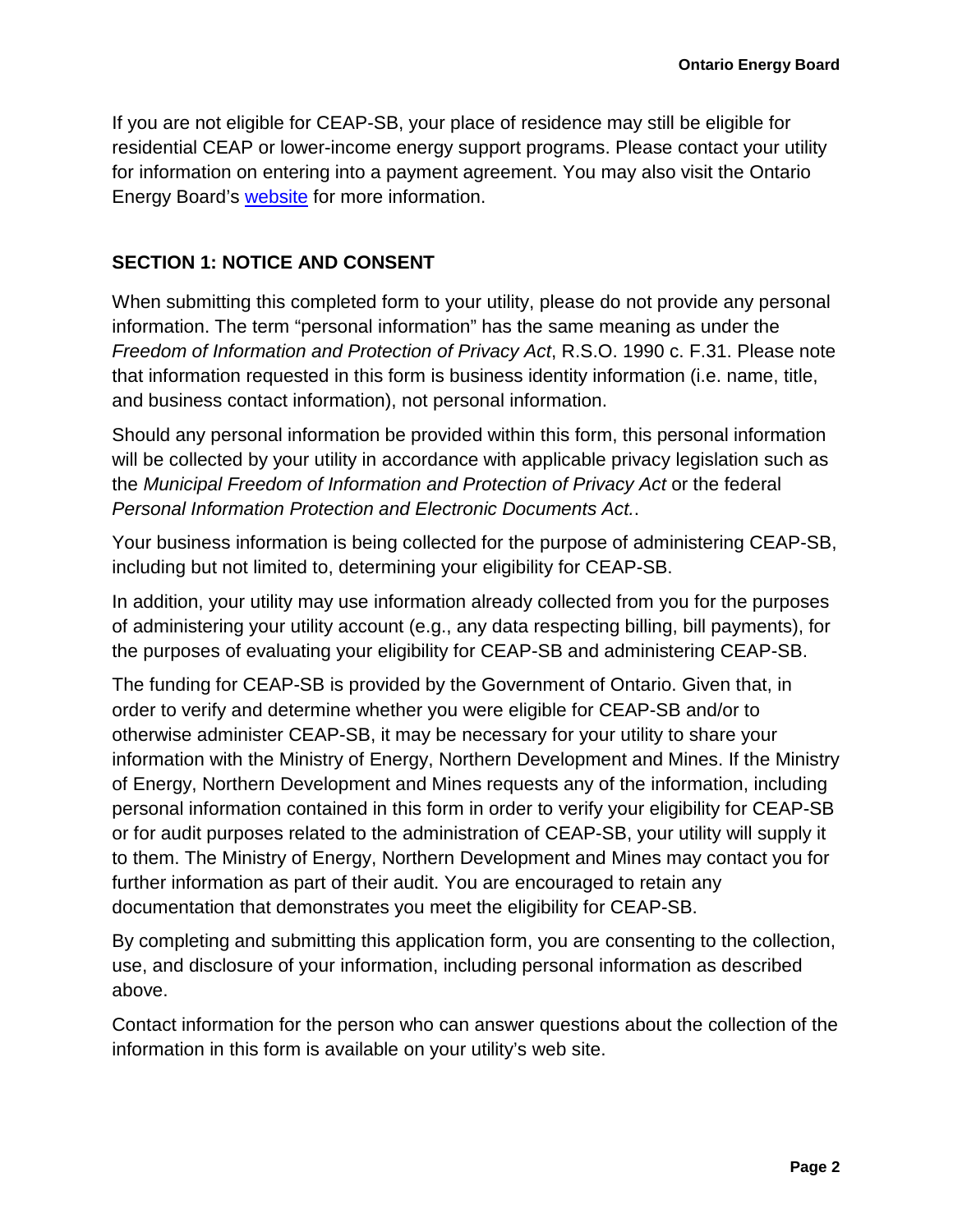If you are not eligible for CEAP-SB, your place of residence may still be eligible for residential CEAP or lower-income energy support programs. Please contact your utility for information on entering into a payment agreement. You may also visit the Ontario Energy Board's [website](#) for more information.

## SECTION 1: NOTICE AND CONSENT

When submitting this completed form to your utility, please do not provide any personal information. The term "personal information" has the same meaning as under the *Freedom of Information and Protection of Privacy Act*, R.S.O. 1990 c. F.31. Please note that information requested in this form is business identity information (i.e. name, title, and business contact information), not personal information.

Should any personal information be provided within this form, this personal information will be collected by your utility in accordance with applicable privacy legislation such as the *Municipal Freedom of Information and Protection of Privacy Act* or the federal *Personal Information Protection and Electronic Documents Act.*.

Your business information is being collected for the purpose of administering CEAP-SB, including but not limited to, determining your eligibility for CEAP-SB.

In addition, your utility may use information already collected from you for the purposes of administering your utility account (e.g., any data respecting billing, bill payments), for the purposes of evaluating your eligibility for CEAP-SB and administering CEAP-SB.

The funding for CEAP-SB is provided by the Government of Ontario. Given that, in order to verify and determine whether you were eligible for CEAP-SB and/or to otherwise administer CEAP-SB, it may be necessary for your utility to share your information with the Ministry of Energy, Northern Development and Mines. If the Ministry of Energy, Northern Development and Mines requests any of the information, including personal information contained in this form in order to verify your eligibility for CEAP-SB or for audit purposes related to the administration of CEAP-SB, your utility will supply it to them. The Ministry of Energy, Northern Development and Mines may contact you for further information as part of their audit. You are encouraged to retain any documentation that demonstrates you meet the eligibility for CEAP-SB.

By completing and submitting this application form, you are consenting to the collection, use, and disclosure of your information, including personal information as described above.

Contact information for the person who can answer questions about the collection of the information in this form is available on your utility's web site.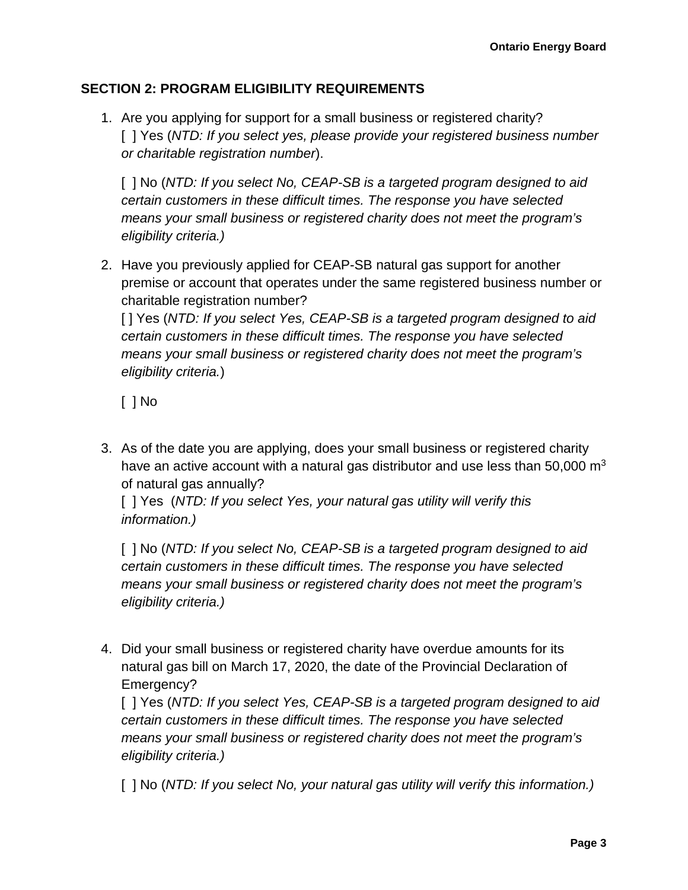## SECTION 2: PROGRAM ELIGIBILITY REQUIREMENTS

1. Are you applying for support for a small business or registered charity?
   [ ] Yes (*NTD: If you select yes, please provide your registered business number or charitable registration number*).

   [ ] No (*NTD: If you select No, CEAP-SB is a targeted program designed to aid certain customers in these difficult times. The response you have selected means your small business or registered charity does not meet the program's eligibility criteria.)*

2. Have you previously applied for CEAP-SB natural gas support for another premise or account that operates under the same registered business number or charitable registration number?
   [ ] Yes (*NTD: If you select Yes, CEAP-SB is a targeted program designed to aid certain customers in these difficult times. The response you have selected means your small business or registered charity does not meet the program's eligibility criteria.*)

   [ ] No

3. As of the date you are applying, does your small business or registered charity have an active account with a natural gas distributor and use less than 50,000 $m^3$ of natural gas annually?
   [ ] Yes (*NTD: If you select Yes, your natural gas utility will verify this information.)*

   [ ] No (*NTD: If you select No, CEAP-SB is a targeted program designed to aid certain customers in these difficult times. The response you have selected means your small business or registered charity does not meet the program's eligibility criteria.)*

4. Did your small business or registered charity have overdue amounts for its natural gas bill on March 17, 2020, the date of the Provincial Declaration of Emergency?
   [ ] Yes (*NTD: If you select Yes, CEAP-SB is a targeted program designed to aid certain customers in these difficult times. The response you have selected means your small business or registered charity does not meet the program's eligibility criteria.)*

   [ ] No (*NTD: If you select No, your natural gas utility will verify this information.)*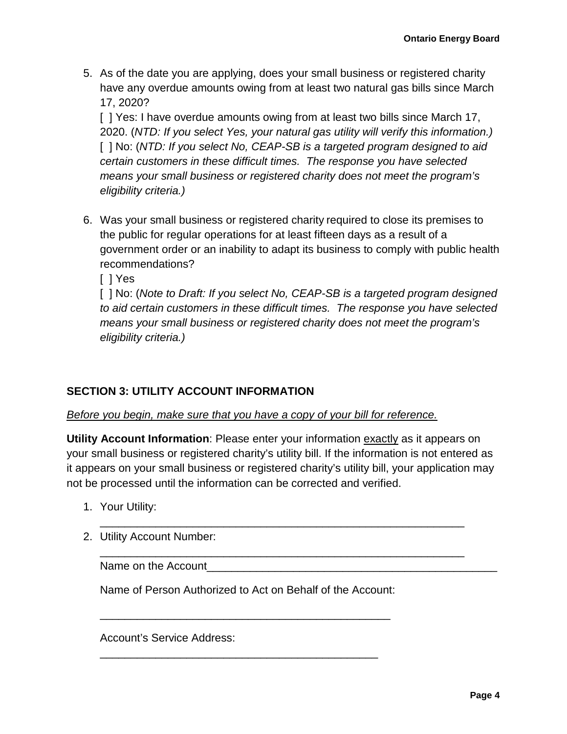5. As of the date you are applying, does your small business or registered charity have any overdue amounts owing from at least two natural gas bills since March 17, 2020?

   [ ] Yes: I have overdue amounts owing from at least two bills since March 17, 2020. (*NTD: If you select Yes, your natural gas utility will verify this information.)*

   [ ] No: (*NTD: If you select No, CEAP-SB is a targeted program designed to aid certain customers in these difficult times. The response you have selected means your small business or registered charity does not meet the program's eligibility criteria.)*

6. Was your small business or registered charity required to close its premises to the public for regular operations for at least fifteen days as a result of a government order or an inability to adapt its business to comply with public health recommendations?

   [ ] Yes

   [ ] No: (*Note to Draft: If you select No, CEAP-SB is a targeted program designed to aid certain customers in these difficult times. The response you have selected means your small business or registered charity does not meet the program's eligibility criteria.)*

## SECTION 3: UTILITY ACCOUNT INFORMATION

*Before you begin, make sure that you have a copy of your bill for reference.*

**Utility Account Information**: Please enter your information exactly as it appears on your small business or registered charity's utility bill. If the information is not entered as it appears on your small business or registered charity's utility bill, your application may not be processed until the information can be corrected and verified.

1. Your Utility: _______________________________________________________________

2. Utility Account Number: _______________________________________________________________

   Name on the Account___________________________________________________

   Name of Person Authorized to Act on Behalf of the Account:

   ___________________________________________________

   Account's Service Address:

   _________________________________________________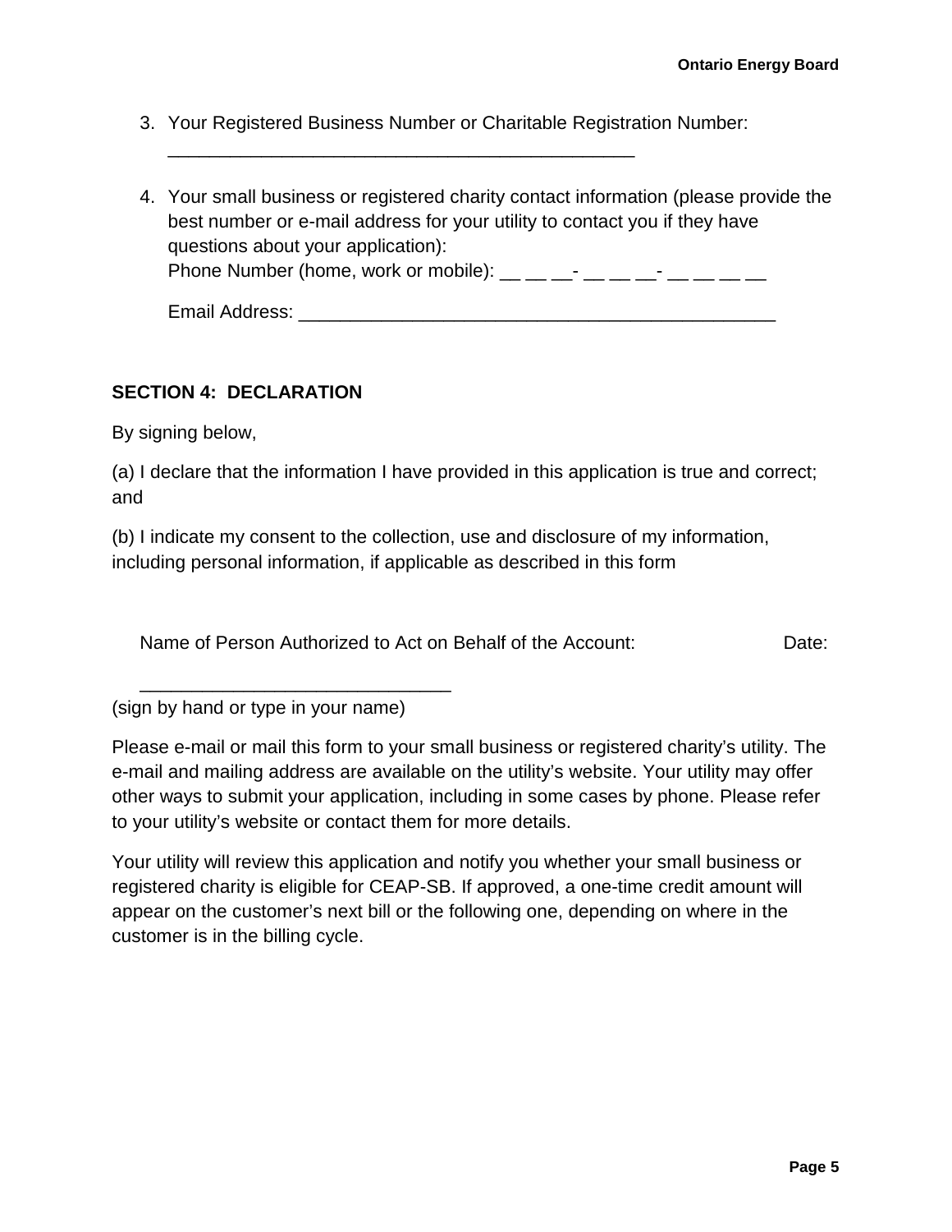3. Your Registered Business Number or Charitable Registration Number: _______________________________________________

4. Your small business or registered charity contact information (please provide the best number or e-mail address for your utility to contact you if they have questions about your application):
   Phone Number (home, work or mobile): __ __ __- __ __ __- __ __ __ __

   Email Address: ________________________________________________

**SECTION 4: DECLARATION**

By signing below,

(a) I declare that the information I have provided in this application is true and correct; and

(b) I indicate my consent to the collection, use and disclosure of my information, including personal information, if applicable as described in this form

Name of Person Authorized to Act on Behalf of the Account: Date:

_______________________________
(sign by hand or type in your name)

Please e-mail or mail this form to your small business or registered charity's utility. The e-mail and mailing address are available on the utility's website. Your utility may offer other ways to submit your application, including in some cases by phone. Please refer to your utility's website or contact them for more details.

Your utility will review this application and notify you whether your small business or registered charity is eligible for CEAP-SB. If approved, a one-time credit amount will appear on the customer's next bill or the following one, depending on where in the customer is in the billing cycle.